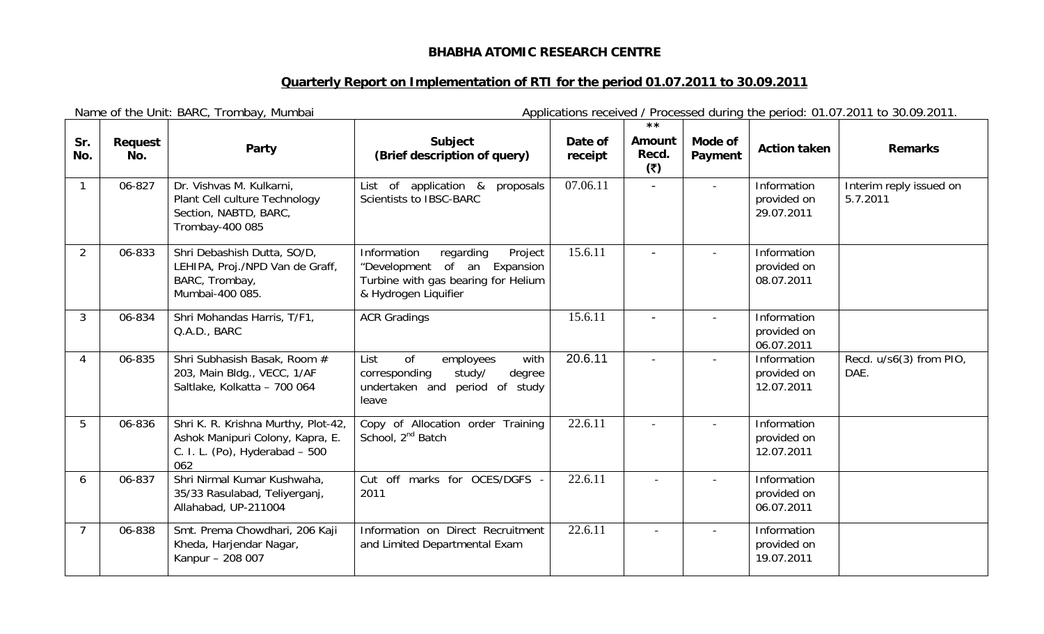**BHABHA ATOMIC RESEARCH CENTRE**

**Quarterly Report on Implementation of RTI for the period 01.07.2011 to 30.09.2011**

Name of the Unit: BARC, Trombay, Mumbai

Applications received / Processed during the period: 01.07.2011 to 30.09.2011.

| Sr. No. | Request No. | Party | Subject (Brief description of query) | Date of receipt | ** Amount Recd. (₹) | Mode of Payment | Action taken | Remarks |
|---|---|---|---|---|---|---|---|---|
| 1 | 06-827 | Dr. Vishvas M. Kulkarni, Plant Cell culture Technology Section, NABTD, BARC, Trombay-400 085 | List of application & proposals Scientists to IBSC-BARC | 07.06.11 | - | - | Information provided on 29.07.2011 | Interim reply issued on 5.7.2011 |
| 2 | 06-833 | Shri Debashish Dutta, SO/D, LEHIPA, Proj./NPD Van de Graff, BARC, Trombay, Mumbai-400 085. | Information regarding Project "Development of an Expansion Turbine with gas bearing for Helium & Hydrogen Liquifier | 15.6.11 | - | - | Information provided on 08.07.2011 | |
| 3 | 06-834 | Shri Mohandas Harris, T/F1, Q.A.D., BARC | ACR Gradings | 15.6.11 | - | - | Information provided on 06.07.2011 | |
| 4 | 06-835 | Shri Subhasish Basak, Room # 203, Main Bldg., VECC, 1/AF Saltlake, Kolkatta – 700 064 | List of employees with corresponding study/ degree undertaken and period of study leave | 20.6.11 | - | - | Information provided on 12.07.2011 | Recd. u/s6(3) from PIO, DAE. |
| 5 | 06-836 | Shri K. R. Krishna Murthy, Plot-42, Ashok Manipuri Colony, Kapra, E. C. I. L. (Po), Hyderabad – 500 062 | Copy of Allocation order Training School, 2nd Batch | 22.6.11 | - | - | Information provided on 12.07.2011 | |
| 6 | 06-837 | Shri Nirmal Kumar Kushwaha, 35/33 Rasulabad, Teliyerganj, Allahabad, UP-211004 | Cut off marks for OCES/DGFS - 2011 | 22.6.11 | - | - | Information provided on 06.07.2011 | |
| 7 | 06-838 | Smt. Prema Chowdhari, 206 Kaji Kheda, Harjendar Nagar, Kanpur – 208 007 | Information on Direct Recruitment and Limited Departmental Exam | 22.6.11 | - | - | Information provided on 19.07.2011 | |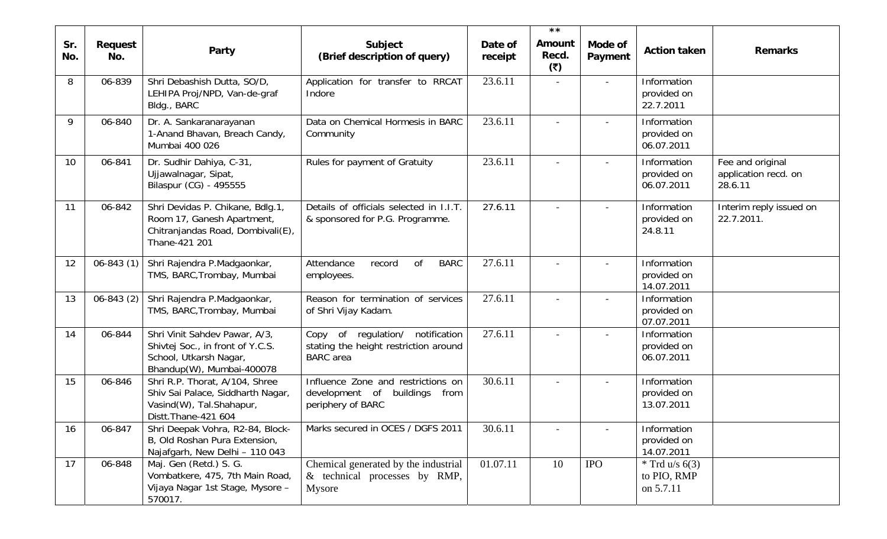| Sr. No. | Request No. | Party | Subject (Brief description of query) | Date of receipt | ** Amount Recd. (₹) | Mode of Payment | Action taken | Remarks |
|---|---|---|---|---|---|---|---|---|
| 8 | 06-839 | Shri Debashish Dutta, SO/D, LEHIPA Proj/NPD, Van-de-graf Bldg., BARC | Application for transfer to RRCAT Indore | 23.6.11 | - | - | Information provided on 22.7.2011 | |
| 9 | 06-840 | Dr. A. Sankaranarayanan 1-Anand Bhavan, Breach Candy, Mumbai 400 026 | Data on Chemical Hormesis in BARC Community | 23.6.11 | - | - | Information provided on 06.07.2011 | |
| 10 | 06-841 | Dr. Sudhir Dahiya, C-31, Ujjawalnagar, Sipat, Bilaspur (CG) - 495555 | Rules for payment of Gratuity | 23.6.11 | - | - | Information provided on 06.07.2011 | Fee and original application recd. on 28.6.11 |
| 11 | 06-842 | Shri Devidas P. Chikane, Bdlg.1, Room 17, Ganesh Apartment, Chitranjandas Road, Dombivali(E), Thane-421 201 | Details of officials selected in I.I.T. & sponsored for P.G. Programme. | 27.6.11 | - | - | Information provided on 24.8.11 | Interim reply issued on 22.7.2011. |
| 12 | 06-843 (1) | Shri Rajendra P.Madgaonkar, TMS, BARC,Trombay, Mumbai | Attendance record of BARC employees. | 27.6.11 | - | - | Information provided on 14.07.2011 | |
| 13 | 06-843 (2) | Shri Rajendra P.Madgaonkar, TMS, BARC,Trombay, Mumbai | Reason for termination of services of Shri Vijay Kadam. | 27.6.11 | - | - | Information provided on 07.07.2011 | |
| 14 | 06-844 | Shri Vinit Sahdev Pawar, A/3, Shivtej Soc., in front of Y.C.S. School, Utkarsh Nagar, Bhandup(W), Mumbai-400078 | Copy of regulation/ notification stating the height restriction around BARC area | 27.6.11 | - | - | Information provided on 06.07.2011 | |
| 15 | 06-846 | Shri R.P. Thorat, A/104, Shree Shiv Sai Palace, Siddharth Nagar, Vasind(W), Tal.Shahapur, Distt.Thane-421 604 | Influence Zone and restrictions on development of buildings from periphery of BARC | 30.6.11 | - | - | Information provided on 13.07.2011 | |
| 16 | 06-847 | Shri Deepak Vohra, R2-84, Block-B, Old Roshan Pura Extension, Najafgarh, New Delhi – 110 043 | Marks secured in OCES / DGFS 2011 | 30.6.11 | - | - | Information provided on 14.07.2011 | |
| 17 | 06-848 | Maj. Gen (Retd.) S. G. Vombatkere, 475, 7th Main Road, Vijaya Nagar 1st Stage, Mysore – 570017. | Chemical generated by the industrial & technical processes by RMP, Mysore | 01.07.11 | 10 | IPO | * Trd u/s 6(3) to PIO, RMP on 5.7.11 | |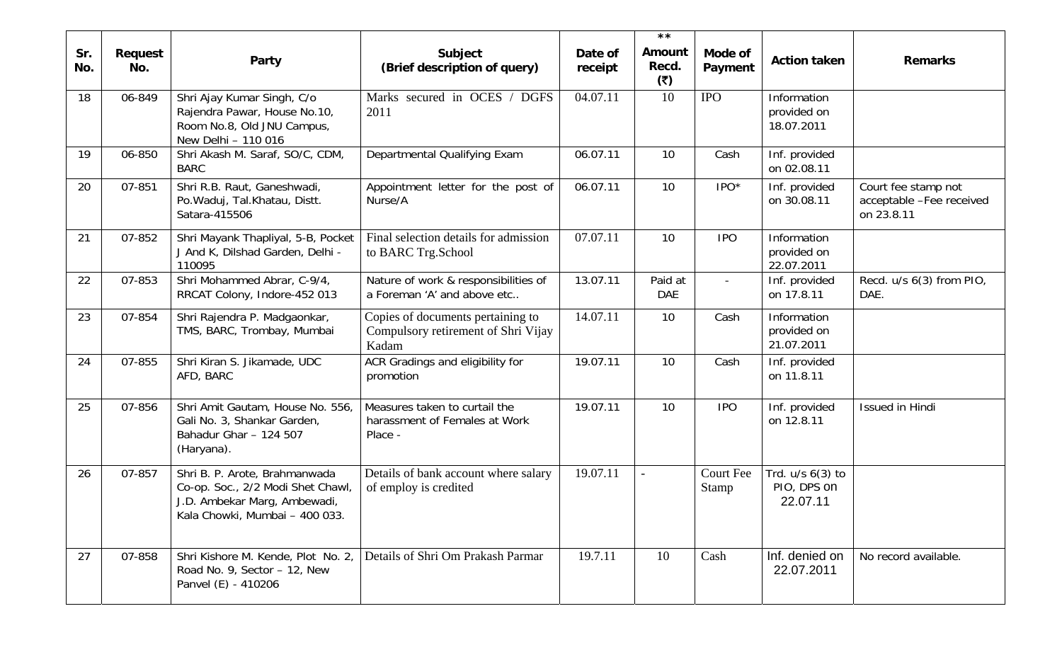| Sr. No. | Request No. | Party | Subject (Brief description of query) | Date of receipt | ** Amount Recd. (₹) | Mode of Payment | Action taken | Remarks |
|---|---|---|---|---|---|---|---|---|
| 18 | 06-849 | Shri Ajay Kumar Singh, C/o Rajendra Pawar, House No.10, Room No.8, Old JNU Campus, New Delhi – 110 016 | Marks secured in OCES / DGFS 2011 | 04.07.11 | 10 | IPO | Information provided on 18.07.2011 | |
| 19 | 06-850 | Shri Akash M. Saraf, SO/C, CDM, BARC | Departmental Qualifying Exam | 06.07.11 | 10 | Cash | Inf. provided on 02.08.11 | |
| 20 | 07-851 | Shri R.B. Raut, Ganeshwadi, Po.Waduj, Tal.Khatau, Distt. Satara-415506 | Appointment letter for the post of Nurse/A | 06.07.11 | 10 | IPO* | Inf. provided on 30.08.11 | Court fee stamp not acceptable –Fee received on 23.8.11 |
| 21 | 07-852 | Shri Mayank Thapliyal, 5-B, Pocket J And K, Dilshad Garden, Delhi - 110095 | Final selection details for admission to BARC Trg.School | 07.07.11 | 10 | IPO | Information provided on 22.07.2011 | |
| 22 | 07-853 | Shri Mohammed Abrar, C-9/4, RRCAT Colony, Indore-452 013 | Nature of work & responsibilities of a Foreman 'A' and above etc.. | 13.07.11 | Paid at DAE | - | Inf. provided on 17.8.11 | Recd. u/s 6(3) from PIO, DAE. |
| 23 | 07-854 | Shri Rajendra P. Madgaonkar, TMS, BARC, Trombay, Mumbai | Copies of documents pertaining to Compulsory retirement of Shri Vijay Kadam | 14.07.11 | 10 | Cash | Information provided on 21.07.2011 | |
| 24 | 07-855 | Shri Kiran S. Jikamade, UDC AFD, BARC | ACR Gradings and eligibility for promotion | 19.07.11 | 10 | Cash | Inf. provided on 11.8.11 | |
| 25 | 07-856 | Shri Amit Gautam, House No. 556, Gali No. 3, Shankar Garden, Bahadur Ghar – 124 507 (Haryana). | Measures taken to curtail the harassment of Females at Work Place - | 19.07.11 | 10 | IPO | Inf. provided on 12.8.11 | Issued in Hindi |
| 26 | 07-857 | Shri B. P. Arote, Brahmanwada Co-op. Soc., 2/2 Modi Shet Chawl, J.D. Ambekar Marg, Ambewadi, Kala Chowki, Mumbai – 400 033. | Details of bank account where salary of employ is credited | 19.07.11 | - | Court Fee Stamp | Trd. u/s 6(3) to PIO, DPS on 22.07.11 | |
| 27 | 07-858 | Shri Kishore M. Kende, Plot No. 2, Road No. 9, Sector – 12, New Panvel (E) - 410206 | Details of Shri Om Prakash Parmar | 19.7.11 | 10 | Cash | Inf. denied on 22.07.2011 | No record available. |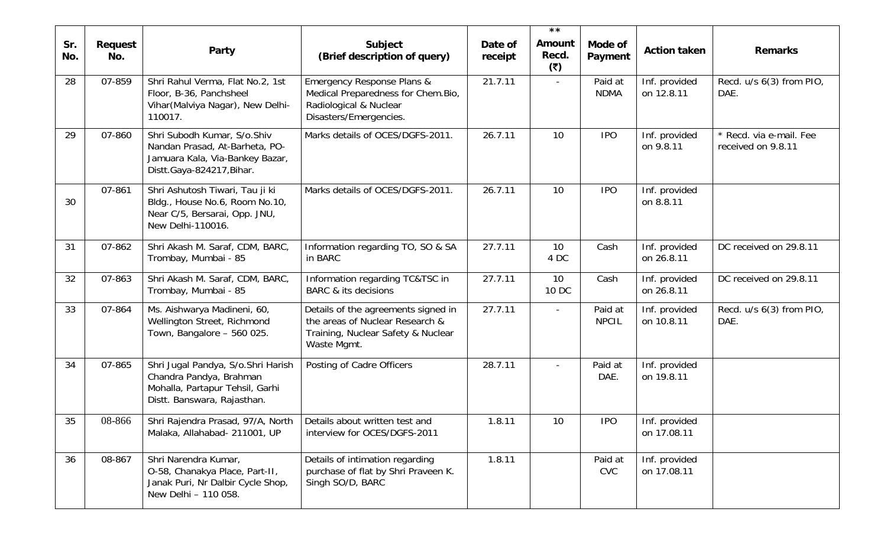| Sr. No. | Request No. | Party | Subject (Brief description of query) | Date of receipt | ** Amount Recd. (₹) | Mode of Payment | Action taken | Remarks |
|---|---|---|---|---|---|---|---|---|
| 28 | 07-859 | Shri Rahul Verma, Flat No.2, 1st Floor, B-36, Panchsheel Vihar(Malviya Nagar), New Delhi-110017. | Emergency Response Plans & Medical Preparedness for Chem.Bio, Radiological & Nuclear Disasters/Emergencies. | 21.7.11 | - | Paid at NDMA | Inf. provided on 12.8.11 | Recd. u/s 6(3) from PIO, DAE. |
| 29 | 07-860 | Shri Subodh Kumar, S/o.Shiv Nandan Prasad, At-Barheta, PO-Jamuara Kala, Via-Bankey Bazar, Distt.Gaya-824217,Bihar. | Marks details of OCES/DGFS-2011. | 26.7.11 | 10 | IPO | Inf. provided on 9.8.11 | * Recd. via e-mail. Fee received on 9.8.11 |
| 30 | 07-861 | Shri Ashutosh Tiwari, Tau ji ki Bldg., House No.6, Room No.10, Near C/5, Bersarai, Opp. JNU, New Delhi-110016. | Marks details of OCES/DGFS-2011. | 26.7.11 | 10 | IPO | Inf. provided on 8.8.11 | |
| 31 | 07-862 | Shri Akash M. Saraf, CDM, BARC, Trombay, Mumbai - 85 | Information regarding TO, SO & SA in BARC | 27.7.11 | 10<br>4 DC | Cash | Inf. provided on 26.8.11 | DC received on 29.8.11 |
| 32 | 07-863 | Shri Akash M. Saraf, CDM, BARC, Trombay, Mumbai - 85 | Information regarding TC&TSC in BARC & its decisions | 27.7.11 | 10<br>10 DC | Cash | Inf. provided on 26.8.11 | DC received on 29.8.11 |
| 33 | 07-864 | Ms. Aishwarya Madineni, 60, Wellington Street, Richmond Town, Bangalore – 560 025. | Details of the agreements signed in the areas of Nuclear Research & Training, Nuclear Safety & Nuclear Waste Mgmt. | 27.7.11 | - | Paid at NPCIL | Inf. provided on 10.8.11 | Recd. u/s 6(3) from PIO, DAE. |
| 34 | 07-865 | Shri Jugal Pandya, S/o.Shri Harish Chandra Pandya, Brahman Mohalla, Partapur Tehsil, Garhi Distt. Banswara, Rajasthan. | Posting of Cadre Officers | 28.7.11 | - | Paid at DAE. | Inf. provided on 19.8.11 | |
| 35 | 08-866 | Shri Rajendra Prasad, 97/A, North Malaka, Allahabad- 211001, UP | Details about written test and interview for OCES/DGFS-2011 | 1.8.11 | 10 | IPO | Inf. provided on 17.08.11 | |
| 36 | 08-867 | Shri Narendra Kumar, O-58, Chanakya Place, Part-II, Janak Puri, Nr Dalbir Cycle Shop, New Delhi – 110 058. | Details of intimation regarding purchase of flat by Shri Praveen K. Singh SO/D, BARC | 1.8.11 | | Paid at CVC | Inf. provided on 17.08.11 | |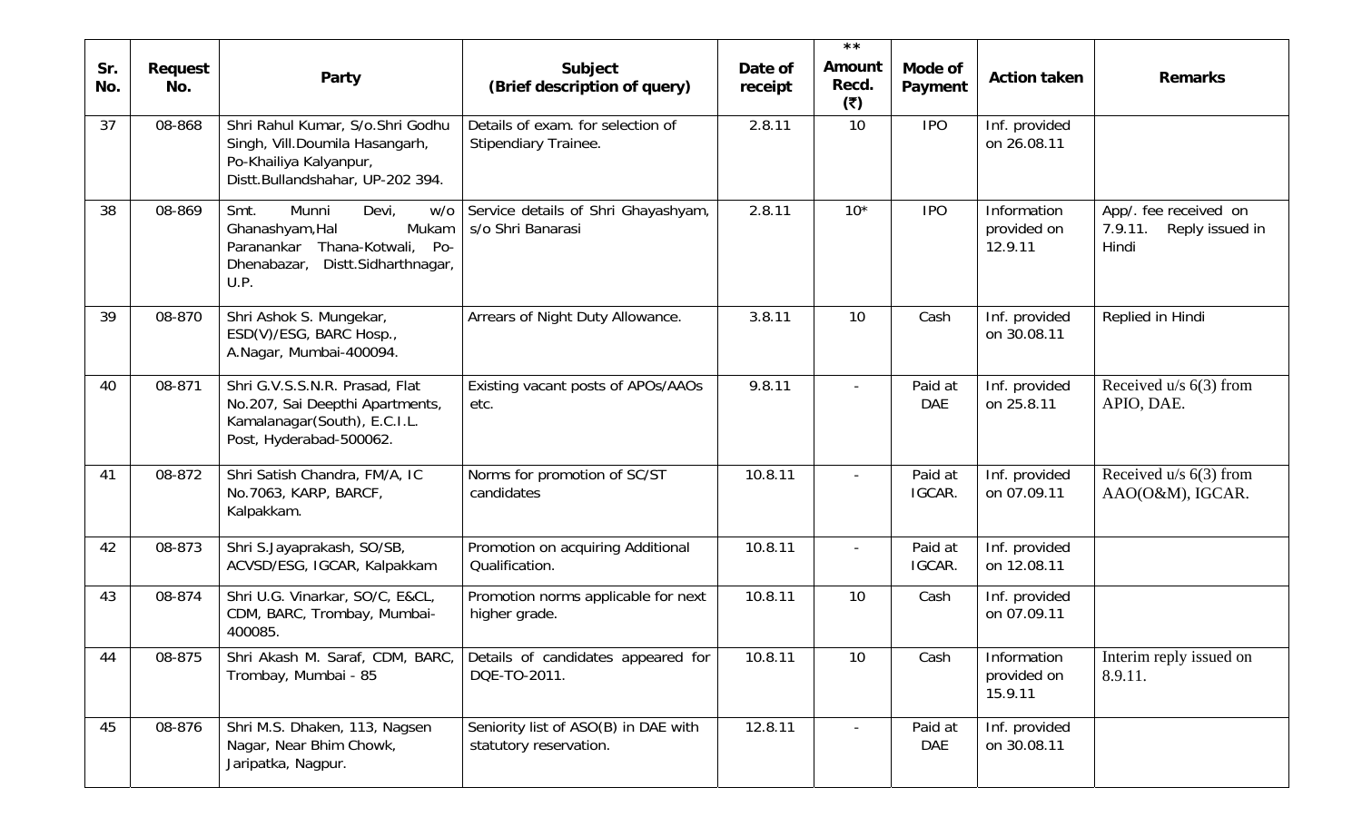| Sr. No. | Request No. | Party | Subject (Brief description of query) | Date of receipt | ** Amount Recd. (₹) | Mode of Payment | Action taken | Remarks |
|---|---|---|---|---|---|---|---|---|
| 37 | 08-868 | Shri Rahul Kumar, S/o.Shri Godhu Singh, Vill.Doumila Hasangarh, Po-Khailiya Kalyanpur, Distt.Bullandshahar, UP-202 394. | Details of exam. for selection of Stipendiary Trainee. | 2.8.11 | 10 | IPO | Inf. provided on 26.08.11 | |
| 38 | 08-869 | Smt. Munni Devi, w/o Ghanashyam,Hal Mukam Paranankar Thana-Kotwali, Po-Dhenabazar, Distt.Sidharthnagar, U.P. | Service details of Shri Ghayashyam, s/o Shri Banarasi | 2.8.11 | 10* | IPO | Information provided on 12.9.11 | App/. fee received on 7.9.11. Reply issued in Hindi |
| 39 | 08-870 | Shri Ashok S. Mungekar, ESD(V)/ESG, BARC Hosp., A.Nagar, Mumbai-400094. | Arrears of Night Duty Allowance. | 3.8.11 | 10 | Cash | Inf. provided on 30.08.11 | Replied in Hindi |
| 40 | 08-871 | Shri G.V.S.S.N.R. Prasad, Flat No.207, Sai Deepthi Apartments, Kamalanagar(South), E.C.I.L. Post, Hyderabad-500062. | Existing vacant posts of APOs/AAOs etc. | 9.8.11 | - | Paid at DAE | Inf. provided on 25.8.11 | Received u/s 6(3) from APIO, DAE. |
| 41 | 08-872 | Shri Satish Chandra, FM/A, IC No.7063, KARP, BARCF, Kalpakkam. | Norms for promotion of SC/ST candidates | 10.8.11 | - | Paid at IGCAR. | Inf. provided on 07.09.11 | Received u/s 6(3) from AAO(O&M), IGCAR. |
| 42 | 08-873 | Shri S.Jayaprakash, SO/SB, ACVSD/ESG, IGCAR, Kalpakkam | Promotion on acquiring Additional Qualification. | 10.8.11 | - | Paid at IGCAR. | Inf. provided on 12.08.11 | |
| 43 | 08-874 | Shri U.G. Vinarkar, SO/C, E&CL, CDM, BARC, Trombay, Mumbai-400085. | Promotion norms applicable for next higher grade. | 10.8.11 | 10 | Cash | Inf. provided on 07.09.11 | |
| 44 | 08-875 | Shri Akash M. Saraf, CDM, BARC, Trombay, Mumbai - 85 | Details of candidates appeared for DQE-TO-2011. | 10.8.11 | 10 | Cash | Information provided on 15.9.11 | Interim reply issued on 8.9.11. |
| 45 | 08-876 | Shri M.S. Dhaken, 113, Nagsen Nagar, Near Bhim Chowk, Jaripatka, Nagpur. | Seniority list of ASO(B) in DAE with statutory reservation. | 12.8.11 | - | Paid at DAE | Inf. provided on 30.08.11 | |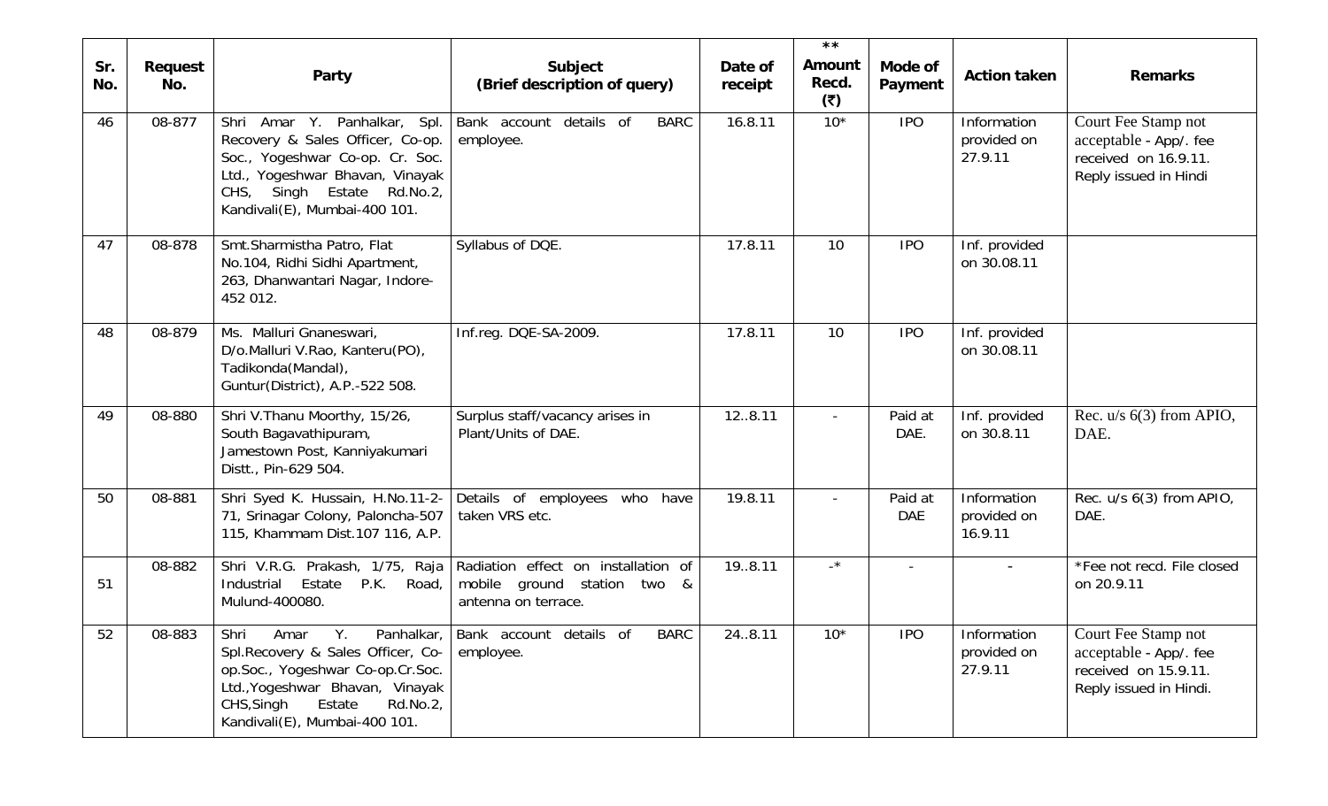| Sr. No. | Request No. | Party | Subject (Brief description of query) | Date of receipt | ** Amount Recd. (₹) | Mode of Payment | Action taken | Remarks |
|---|---|---|---|---|---|---|---|---|
| 46 | 08-877 | Shri Amar Y. Panhalkar, Spl. Recovery & Sales Officer, Co-op. Soc., Yogeshwar Co-op. Cr. Soc. Ltd., Yogeshwar Bhavan, Vinayak CHS, Singh Estate Rd.No.2, Kandivali(E), Mumbai-400 101. | Bank account details of BARC employee. | 16.8.11 | 10* | IPO | Information provided on 27.9.11 | Court Fee Stamp not acceptable - App/. fee received on 16.9.11. Reply issued in Hindi |
| 47 | 08-878 | Smt.Sharmistha Patro, Flat No.104, Ridhi Sidhi Apartment, 263, Dhanwantari Nagar, Indore-452 012. | Syllabus of DQE. | 17.8.11 | 10 | IPO | Inf. provided on 30.08.11 | |
| 48 | 08-879 | Ms. Malluri Gnaneswari, D/o.Malluri V.Rao, Kanteru(PO), Tadikonda(Mandal), Guntur(District), A.P.-522 508. | Inf.reg. DQE-SA-2009. | 17.8.11 | 10 | IPO | Inf. provided on 30.08.11 | |
| 49 | 08-880 | Shri V.Thanu Moorthy, 15/26, South Bagavathipuram, Jamestown Post, Kanniyakumari Distt., Pin-629 504. | Surplus staff/vacancy arises in Plant/Units of DAE. | 12..8.11 | - | Paid at DAE. | Inf. provided on 30.8.11 | Rec. u/s 6(3) from APIO, DAE. |
| 50 | 08-881 | Shri Syed K. Hussain, H.No.11-2-71, Srinagar Colony, Paloncha-507 115, Khammam Dist.107 116, A.P. | Details of employees who have taken VRS etc. | 19.8.11 | - | Paid at DAE | Information provided on 16.9.11 | Rec. u/s 6(3) from APIO, DAE. |
| 51 | 08-882 | Shri V.R.G. Prakash, 1/75, Raja Industrial Estate P.K. Road, Mulund-400080. | Radiation effect on installation of mobile ground station two & antenna on terrace. | 19..8.11 | -* | - | - | *Fee not recd. File closed on 20.9.11 |
| 52 | 08-883 | Shri Amar Y. Panhalkar, Spl.Recovery & Sales Officer, Co-op.Soc., Yogeshwar Co-op.Cr.Soc. Ltd.,Yogeshwar Bhavan, Vinayak CHS,Singh Estate Rd.No.2, Kandivali(E), Mumbai-400 101. | Bank account details of BARC employee. | 24..8.11 | 10* | IPO | Information provided on 27.9.11 | Court Fee Stamp not acceptable - App/. fee received on 15.9.11. Reply issued in Hindi. |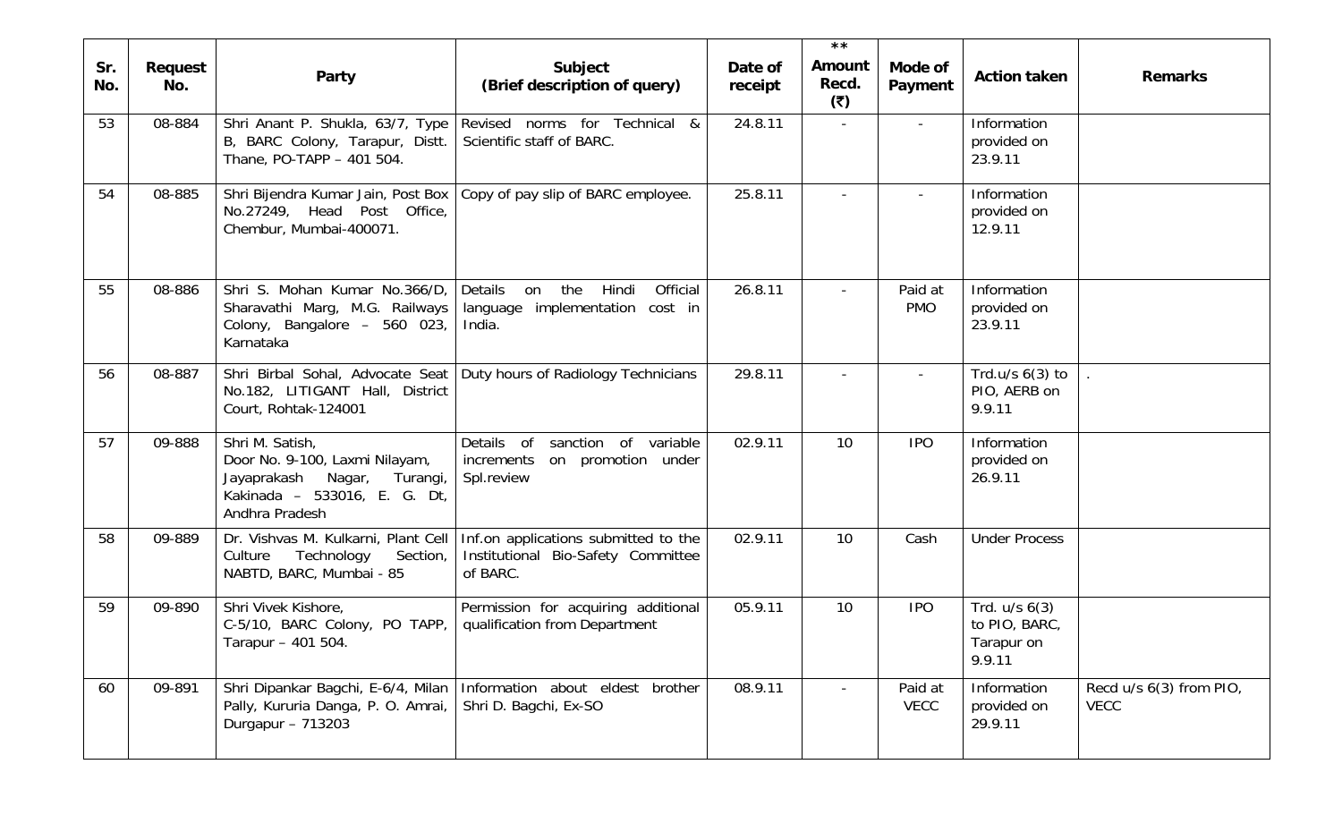| Sr. No. | Request No. | Party | Subject (Brief description of query) | Date of receipt | ** Amount Recd. (₹) | Mode of Payment | Action taken | Remarks |
|---|---|---|---|---|---|---|---|---|
| 53 | 08-884 | Shri Anant P. Shukla, 63/7, Type B, BARC Colony, Tarapur, Distt. Thane, PO-TAPP – 401 504. | Revised norms for Technical & Scientific staff of BARC. | 24.8.11 | - | - | Information provided on 23.9.11 | |
| 54 | 08-885 | Shri Bijendra Kumar Jain, Post Box No.27249, Head Post Office, Chembur, Mumbai-400071. | Copy of pay slip of BARC employee. | 25.8.11 | - | - | Information provided on 12.9.11 | |
| 55 | 08-886 | Shri S. Mohan Kumar No.366/D, Sharavathi Marg, M.G. Railways Colony, Bangalore – 560 023, Karnataka | Details on the Hindi Official language implementation cost in India. | 26.8.11 | - | Paid at PMO | Information provided on 23.9.11 | |
| 56 | 08-887 | Shri Birbal Sohal, Advocate Seat No.182, LITIGANT Hall, District Court, Rohtak-124001 | Duty hours of Radiology Technicians | 29.8.11 | - | - | Trd.u/s 6(3) to PIO, AERB on 9.9.11 | . |
| 57 | 09-888 | Shri M. Satish, Door No. 9-100, Laxmi Nilayam, Jayaprakash Nagar, Turangi, Kakinada – 533016, E. G. Dt, Andhra Pradesh | Details of sanction of variable increments on promotion under Spl.review | 02.9.11 | 10 | IPO | Information provided on 26.9.11 | |
| 58 | 09-889 | Dr. Vishvas M. Kulkarni, Plant Cell Culture Technology Section, NABTD, BARC, Mumbai - 85 | Inf.on applications submitted to the Institutional Bio-Safety Committee of BARC. | 02.9.11 | 10 | Cash | Under Process | |
| 59 | 09-890 | Shri Vivek Kishore, C-5/10, BARC Colony, PO TAPP, Tarapur – 401 504. | Permission for acquiring additional qualification from Department | 05.9.11 | 10 | IPO | Trd. u/s 6(3) to PIO, BARC, Tarapur on 9.9.11 | |
| 60 | 09-891 | Shri Dipankar Bagchi, E-6/4, Milan Pally, Kururia Danga, P. O. Amrai, Durgapur – 713203 | Information about eldest brother Shri D. Bagchi, Ex-SO | 08.9.11 | - | Paid at VECC | Information provided on 29.9.11 | Recd u/s 6(3) from PIO, VECC |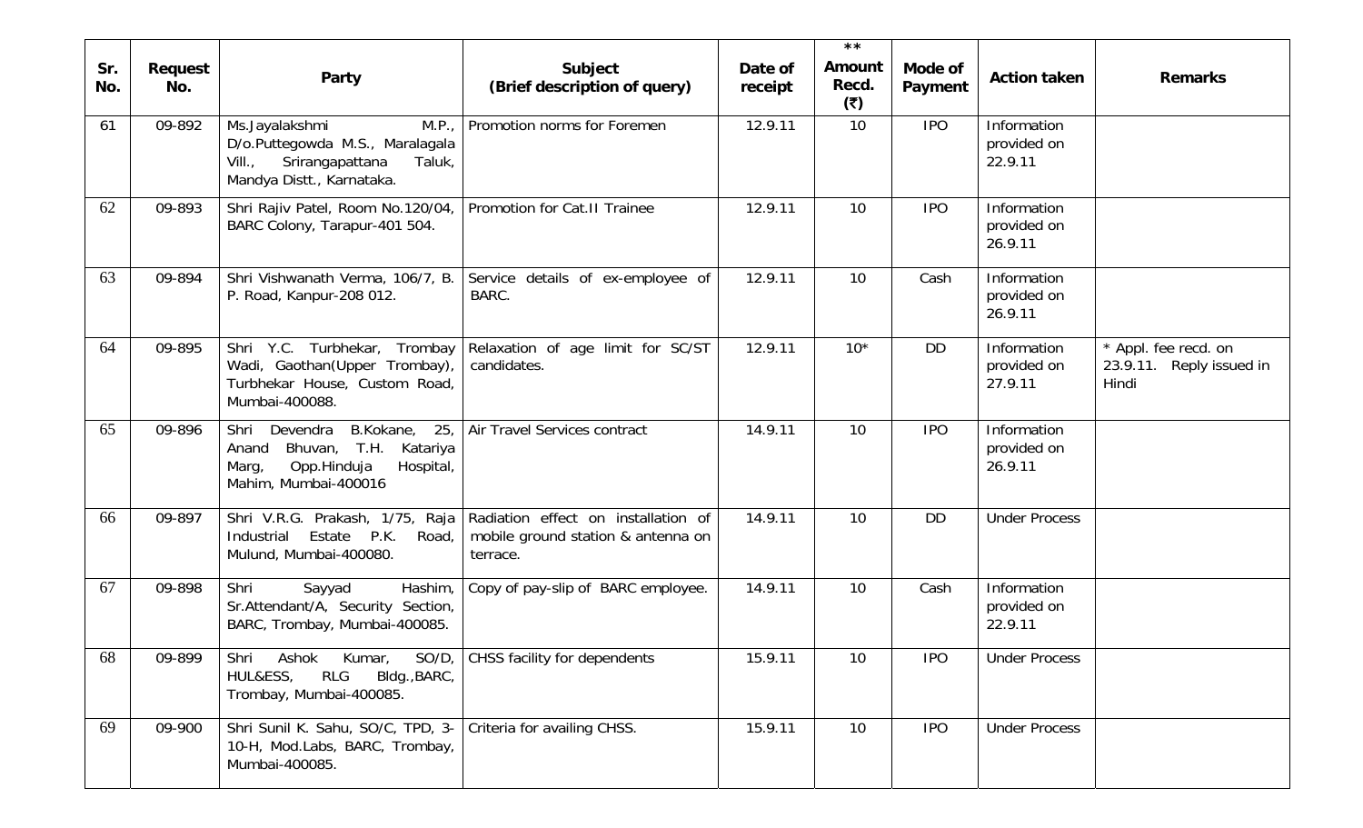| Sr. No. | Request No. | Party | Subject (Brief description of query) | Date of receipt | ** Amount Recd. (₹) | Mode of Payment | Action taken | Remarks |
|---|---|---|---|---|---|---|---|---|
| 61 | 09-892 | Ms.Jayalakshmi M.P., D/o.Puttegowda M.S., Maralagala Vill., Srirangapattana Taluk, Mandya Distt., Karnataka. | Promotion norms for Foremen | 12.9.11 | 10 | IPO | Information provided on 22.9.11 | |
| 62 | 09-893 | Shri Rajiv Patel, Room No.120/04, BARC Colony, Tarapur-401 504. | Promotion for Cat.II Trainee | 12.9.11 | 10 | IPO | Information provided on 26.9.11 | |
| 63 | 09-894 | Shri Vishwanath Verma, 106/7, B. P. Road, Kanpur-208 012. | Service details of ex-employee of BARC. | 12.9.11 | 10 | Cash | Information provided on 26.9.11 | |
| 64 | 09-895 | Shri Y.C. Turbhekar, Trombay Wadi, Gaothan(Upper Trombay), Turbhekar House, Custom Road, Mumbai-400088. | Relaxation of age limit for SC/ST candidates. | 12.9.11 | 10* | DD | Information provided on 27.9.11 | * Appl. fee recd. on 23.9.11. Reply issued in Hindi |
| 65 | 09-896 | Shri Devendra B.Kokane, 25, Anand Bhuvan, T.H. Katariya Marg, Opp.Hinduja Hospital, Mahim, Mumbai-400016 | Air Travel Services contract | 14.9.11 | 10 | IPO | Information provided on 26.9.11 | |
| 66 | 09-897 | Shri V.R.G. Prakash, 1/75, Raja Industrial Estate P.K. Road, Mulund, Mumbai-400080. | Radiation effect on installation of mobile ground station & antenna on terrace. | 14.9.11 | 10 | DD | Under Process | |
| 67 | 09-898 | Shri Sayyad Hashim, Sr.Attendant/A, Security Section, BARC, Trombay, Mumbai-400085. | Copy of pay-slip of BARC employee. | 14.9.11 | 10 | Cash | Information provided on 22.9.11 | |
| 68 | 09-899 | Shri Ashok Kumar, SO/D, HUL&ESS, RLG Bldg.,BARC, Trombay, Mumbai-400085. | CHSS facility for dependents | 15.9.11 | 10 | IPO | Under Process | |
| 69 | 09-900 | Shri Sunil K. Sahu, SO/C, TPD, 3-10-H, Mod.Labs, BARC, Trombay, Mumbai-400085. | Criteria for availing CHSS. | 15.9.11 | 10 | IPO | Under Process | |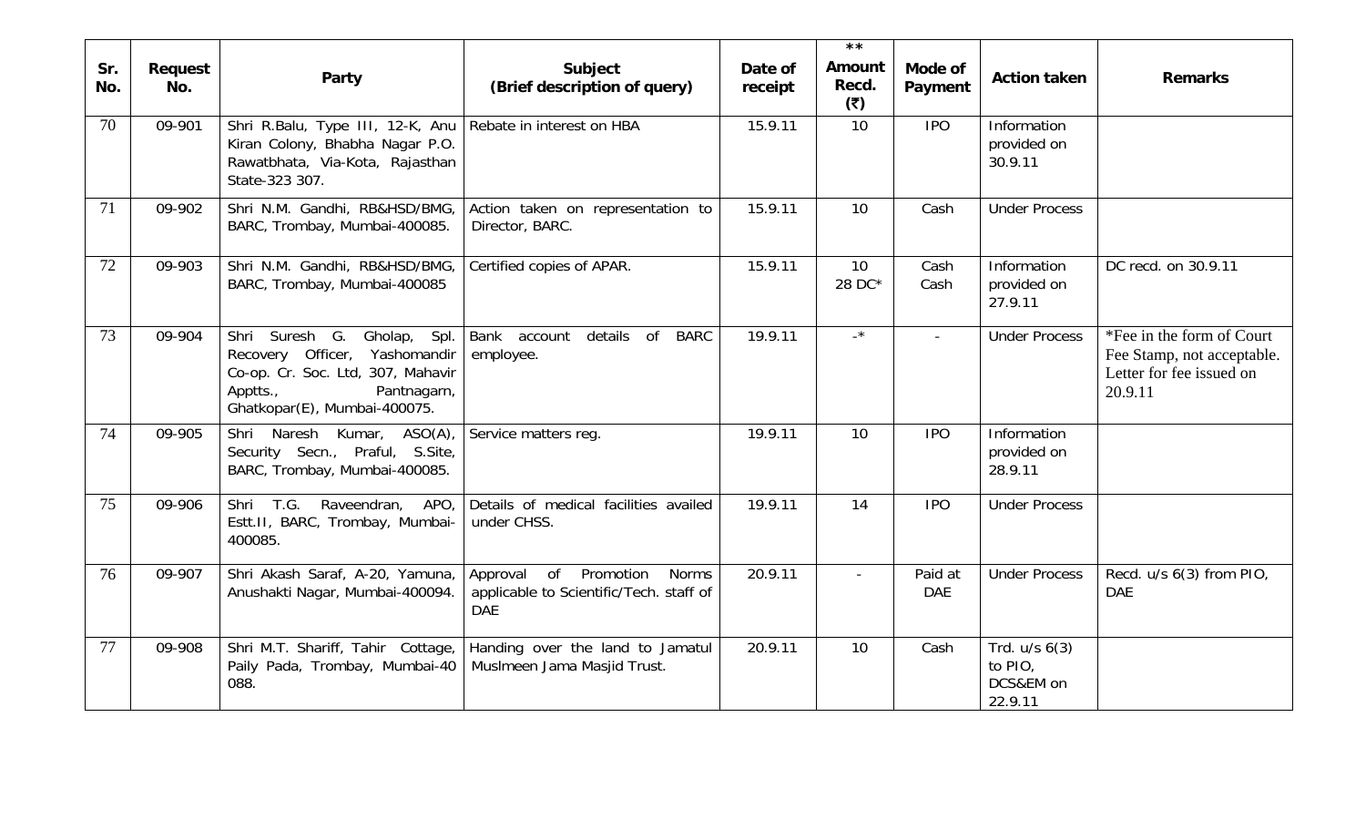| Sr. No. | Request No. | Party | Subject (Brief description of query) | Date of receipt | ** Amount Recd. (₹) | Mode of Payment | Action taken | Remarks |
|---|---|---|---|---|---|---|---|---|
| 70 | 09-901 | Shri R.Balu, Type III, 12-K, Anu Kiran Colony, Bhabha Nagar P.O. Rawatbhata, Via-Kota, Rajasthan State-323 307. | Rebate in interest on HBA | 15.9.11 | 10 | IPO | Information provided on 30.9.11 | |
| 71 | 09-902 | Shri N.M. Gandhi, RB&HSD/BMG, BARC, Trombay, Mumbai-400085. | Action taken on representation to Director, BARC. | 15.9.11 | 10 | Cash | Under Process | |
| 72 | 09-903 | Shri N.M. Gandhi, RB&HSD/BMG, BARC, Trombay, Mumbai-400085 | Certified copies of APAR. | 15.9.11 | 10 28 DC* | Cash Cash | Information provided on 27.9.11 | DC recd. on 30.9.11 |
| 73 | 09-904 | Shri Suresh G. Gholap, Spl. Recovery Officer, Yashomandir Co-op. Cr. Soc. Ltd, 307, Mahavir Apptts., Pantnagarn, Ghatkopar(E), Mumbai-400075. | Bank account details of BARC employee. | 19.9.11 | -* | - | Under Process | *Fee in the form of Court Fee Stamp, not acceptable. Letter for fee issued on 20.9.11 |
| 74 | 09-905 | Shri Naresh Kumar, ASO(A), Security Secn., Praful, S.Site, BARC, Trombay, Mumbai-400085. | Service matters reg. | 19.9.11 | 10 | IPO | Information provided on 28.9.11 | |
| 75 | 09-906 | Shri T.G. Raveendran, APO, Estt.II, BARC, Trombay, Mumbai-400085. | Details of medical facilities availed under CHSS. | 19.9.11 | 14 | IPO | Under Process | |
| 76 | 09-907 | Shri Akash Saraf, A-20, Yamuna, Anushakti Nagar, Mumbai-400094. | Approval of Promotion Norms applicable to Scientific/Tech. staff of DAE | 20.9.11 | - | Paid at DAE | Under Process | Recd. u/s 6(3) from PIO, DAE |
| 77 | 09-908 | Shri M.T. Shariff, Tahir Cottage, Paily Pada, Trombay, Mumbai-40 088. | Handing over the land to Jamatul Muslmeen Jama Masjid Trust. | 20.9.11 | 10 | Cash | Trd. u/s 6(3) to PIO, DCS&EM on 22.9.11 | |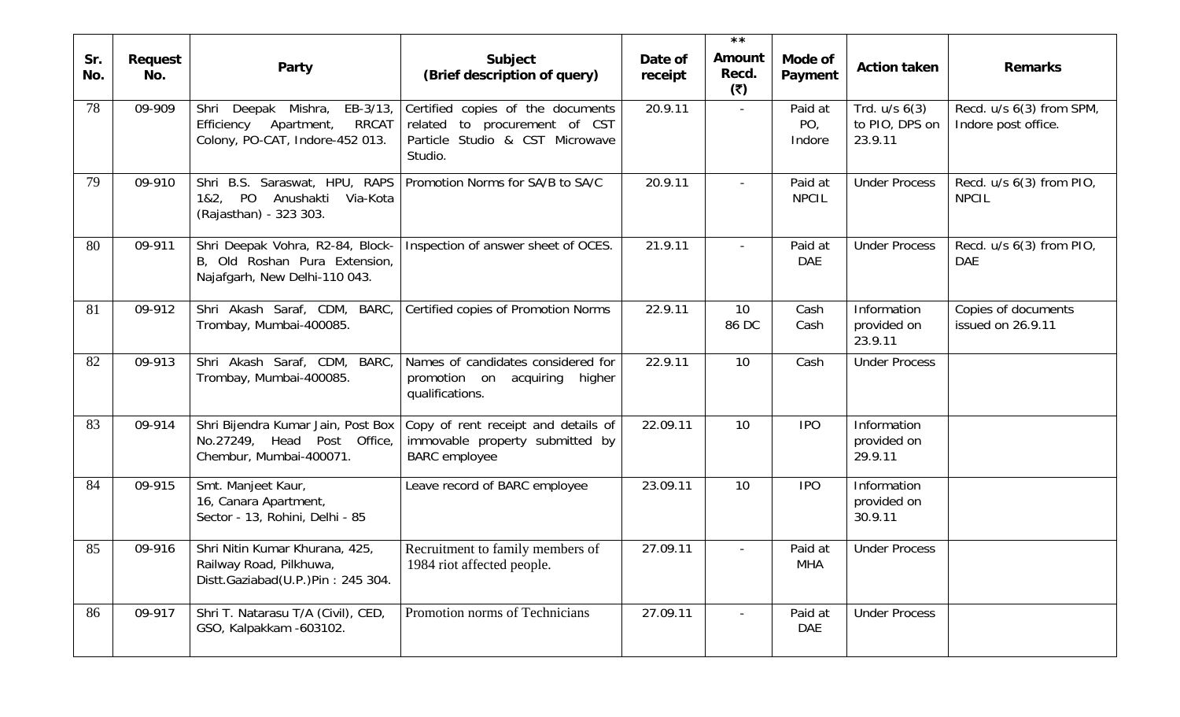| Sr. No. | Request No. | Party | Subject (Brief description of query) | Date of receipt | ** Amount Recd. (₹) | Mode of Payment | Action taken | Remarks |
|---|---|---|---|---|---|---|---|---|
| 78 | 09-909 | Shri Deepak Mishra, EB-3/13, Efficiency Apartment, RRCAT Colony, PO-CAT, Indore-452 013. | Certified copies of the documents related to procurement of CST Particle Studio & CST Microwave Studio. | 20.9.11 | - | Paid at PO, Indore | Trd. u/s 6(3) to PIO, DPS on 23.9.11 | Recd. u/s 6(3) from SPM, Indore post office. |
| 79 | 09-910 | Shri B.S. Saraswat, HPU, RAPS 1&2, PO Anushakti Via-Kota (Rajasthan) - 323 303. | Promotion Norms for SA/B to SA/C | 20.9.11 | - | Paid at NPCIL | Under Process | Recd. u/s 6(3) from PIO, NPCIL |
| 80 | 09-911 | Shri Deepak Vohra, R2-84, Block-B, Old Roshan Pura Extension, Najafgarh, New Delhi-110 043. | Inspection of answer sheet of OCES. | 21.9.11 | - | Paid at DAE | Under Process | Recd. u/s 6(3) from PIO, DAE |
| 81 | 09-912 | Shri Akash Saraf, CDM, BARC, Trombay, Mumbai-400085. | Certified copies of Promotion Norms | 22.9.11 | 10<br>86 DC | Cash<br>Cash | Information provided on 23.9.11 | Copies of documents issued on 26.9.11 |
| 82 | 09-913 | Shri Akash Saraf, CDM, BARC, Trombay, Mumbai-400085. | Names of candidates considered for promotion on acquiring higher qualifications. | 22.9.11 | 10 | Cash | Under Process | |
| 83 | 09-914 | Shri Bijendra Kumar Jain, Post Box No.27249, Head Post Office, Chembur, Mumbai-400071. | Copy of rent receipt and details of immovable property submitted by BARC employee | 22.09.11 | 10 | IPO | Information provided on 29.9.11 | |
| 84 | 09-915 | Smt. Manjeet Kaur, 16, Canara Apartment, Sector - 13, Rohini, Delhi - 85 | Leave record of BARC employee | 23.09.11 | 10 | IPO | Information provided on 30.9.11 | |
| 85 | 09-916 | Shri Nitin Kumar Khurana, 425, Railway Road, Pilkhuwa, Distt.Gaziabad(U.P.)Pin : 245 304. | Recruitment to family members of 1984 riot affected people. | 27.09.11 | - | Paid at MHA | Under Process | |
| 86 | 09-917 | Shri T. Natarasu T/A (Civil), CED, GSO, Kalpakkam -603102. | Promotion norms of Technicians | 27.09.11 | - | Paid at DAE | Under Process | |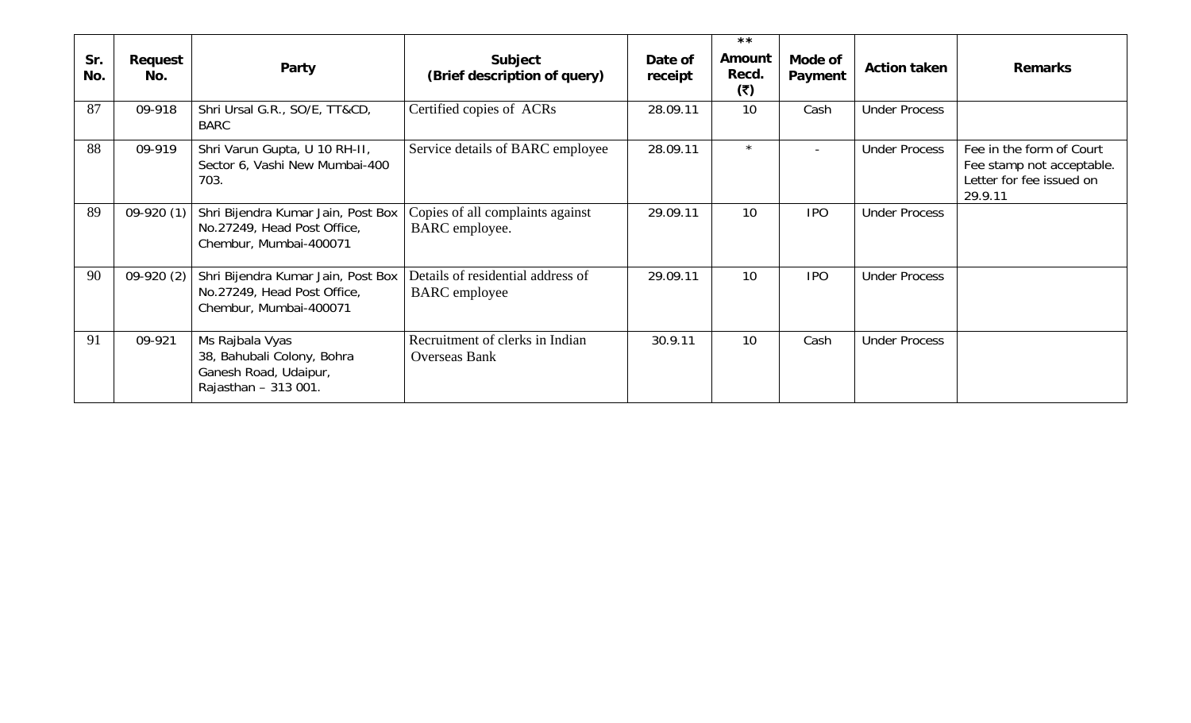| Sr. No. | Request No. | Party | Subject (Brief description of query) | Date of receipt | ** Amount Recd. (₹) | Mode of Payment | Action taken | Remarks |
|---|---|---|---|---|---|---|---|---|
| 87 | 09-918 | Shri Ursal G.R., SO/E, TT&CD, BARC | Certified copies of ACRs | 28.09.11 | 10 | Cash | Under Process | |
| 88 | 09-919 | Shri Varun Gupta, U 10 RH-II, Sector 6, Vashi New Mumbai-400 703. | Service details of BARC employee | 28.09.11 | * | - | Under Process | Fee in the form of Court Fee stamp not acceptable. Letter for fee issued on 29.9.11 |
| 89 | 09-920 (1) | Shri Bijendra Kumar Jain, Post Box No.27249, Head Post Office, Chembur, Mumbai-400071 | Copies of all complaints against BARC employee. | 29.09.11 | 10 | IPO | Under Process | |
| 90 | 09-920 (2) | Shri Bijendra Kumar Jain, Post Box No.27249, Head Post Office, Chembur, Mumbai-400071 | Details of residential address of BARC employee | 29.09.11 | 10 | IPO | Under Process | |
| 91 | 09-921 | Ms Rajbala Vyas 38, Bahubali Colony, Bohra Ganesh Road, Udaipur, Rajasthan – 313 001. | Recruitment of clerks in Indian Overseas Bank | 30.9.11 | 10 | Cash | Under Process | |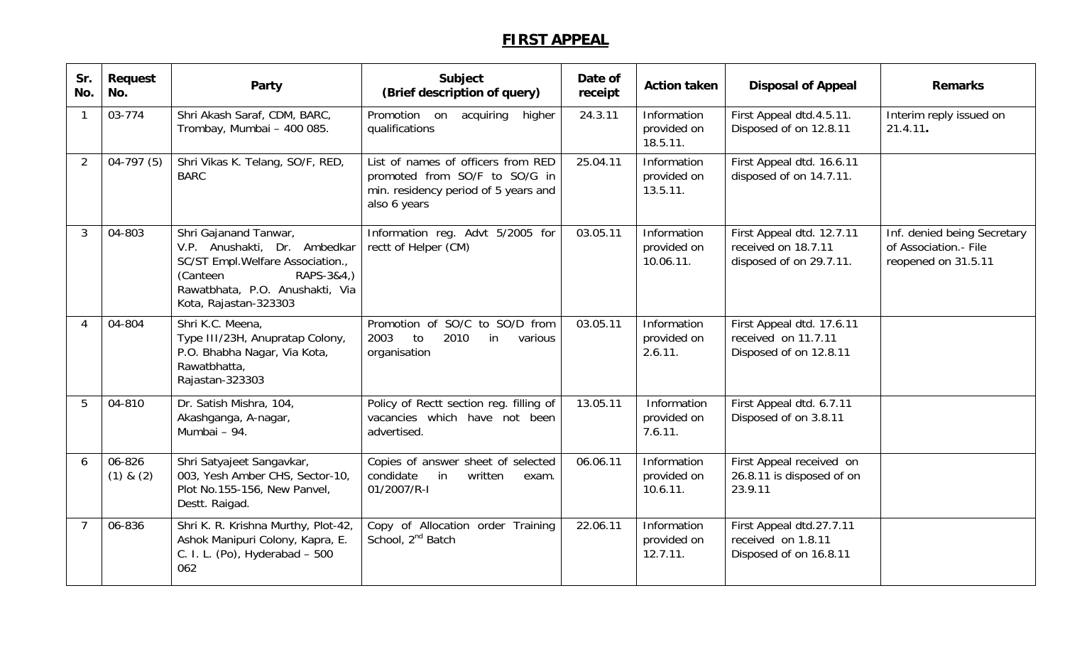# FIRST APPEAL

| Sr. No. | Request No. | Party | Subject (Brief description of query) | Date of receipt | Action taken | Disposal of Appeal | Remarks |
|---|---|---|---|---|---|---|---|
| 1 | 03-774 | Shri Akash Saraf, CDM, BARC, Trombay, Mumbai – 400 085. | Promotion on acquiring higher qualifications | 24.3.11 | Information provided on 18.5.11. | First Appeal dtd.4.5.11. Disposed of on 12.8.11 | Interim reply issued on 21.4.11**.** |
| 2 | 04-797 (5) | Shri Vikas K. Telang, SO/F, RED, BARC | List of names of officers from RED promoted from SO/F to SO/G in min. residency period of 5 years and also 6 years | 25.04.11 | Information provided on 13.5.11. | First Appeal dtd. 16.6.11 disposed of on 14.7.11. | |
| 3 | 04-803 | Shri Gajanand Tanwar, V.P. Anushakti, Dr. Ambedkar SC/ST Empl.Welfare Association., (Canteen RAPS-3&4,) Rawatbhata, P.O. Anushakti, Via Kota, Rajastan-323303 | Information reg. Advt 5/2005 for rectt of Helper (CM) | 03.05.11 | Information provided on 10.06.11. | First Appeal dtd. 12.7.11 received on 18.7.11 disposed of on 29.7.11. | Inf. denied being Secretary of Association.- File reopened on 31.5.11 |
| 4 | 04-804 | Shri K.C. Meena, Type III/23H, Anupratap Colony, P.O. Bhabha Nagar, Via Kota, Rawatbhatta, Rajastan-323303 | Promotion of SO/C to SO/D from 2003 to 2010 in various organisation | 03.05.11 | Information provided on 2.6.11. | First Appeal dtd. 17.6.11 received on 11.7.11 Disposed of on 12.8.11 | |
| 5 | 04-810 | Dr. Satish Mishra, 104, Akashganga, A-nagar, Mumbai – 94. | Policy of Rectt section reg. filling of vacancies which have not been advertised. | 13.05.11 | Information provided on 7.6.11. | First Appeal dtd. 6.7.11 Disposed of on 3.8.11 | |
| 6 | 06-826 (1) & (2) | Shri Satyajeet Sangavkar, 003, Yesh Amber CHS, Sector-10, Plot No.155-156, New Panvel, Destt. Raigad. | Copies of answer sheet of selected condidate in written exam. 01/2007/R-I | 06.06.11 | Information provided on 10.6.11. | First Appeal received on 26.8.11 is disposed of on 23.9.11 | |
| 7 | 06-836 | Shri K. R. Krishna Murthy, Plot-42, Ashok Manipuri Colony, Kapra, E. C. I. L. (Po), Hyderabad – 500 062 | Copy of Allocation order Training School, 2nd Batch | 22.06.11 | Information provided on 12.7.11. | First Appeal dtd.27.7.11 received on 1.8.11 Disposed of on 16.8.11 | |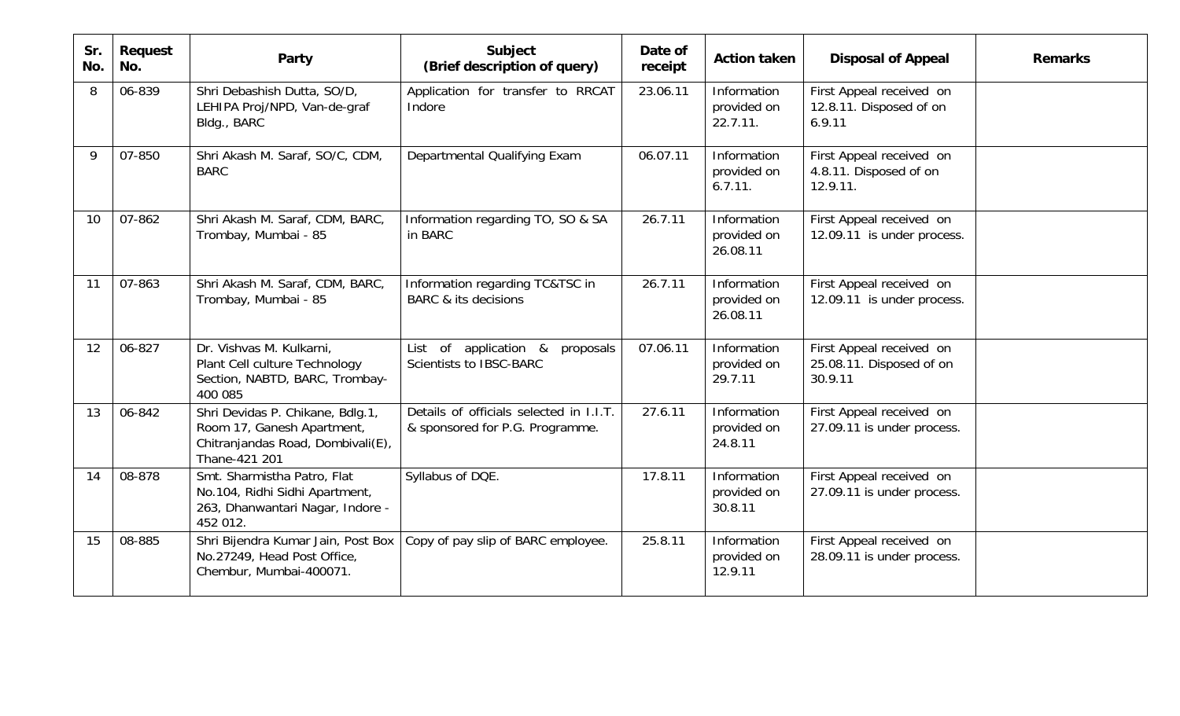| Sr. No. | Request No. | Party | Subject (Brief description of query) | Date of receipt | Action taken | Disposal of Appeal | Remarks |
|---|---|---|---|---|---|---|---|
| 8 | 06-839 | Shri Debashish Dutta, SO/D, LEHIPA Proj/NPD, Van-de-graf Bldg., BARC | Application for transfer to RRCAT Indore | 23.06.11 | Information provided on 22.7.11. | First Appeal received on 12.8.11. Disposed of on 6.9.11 | |
| 9 | 07-850 | Shri Akash M. Saraf, SO/C, CDM, BARC | Departmental Qualifying Exam | 06.07.11 | Information provided on 6.7.11. | First Appeal received on 4.8.11. Disposed of on 12.9.11. | |
| 10 | 07-862 | Shri Akash M. Saraf, CDM, BARC, Trombay, Mumbai - 85 | Information regarding TO, SO & SA in BARC | 26.7.11 | Information provided on 26.08.11 | First Appeal received on 12.09.11 is under process. | |
| 11 | 07-863 | Shri Akash M. Saraf, CDM, BARC, Trombay, Mumbai - 85 | Information regarding TC&TSC in BARC & its decisions | 26.7.11 | Information provided on 26.08.11 | First Appeal received on 12.09.11 is under process. | |
| 12 | 06-827 | Dr. Vishvas M. Kulkarni, Plant Cell culture Technology Section, NABTD, BARC, Trombay-400 085 | List of application & proposals Scientists to IBSC-BARC | 07.06.11 | Information provided on 29.7.11 | First Appeal received on 25.08.11. Disposed of on 30.9.11 | |
| 13 | 06-842 | Shri Devidas P. Chikane, Bdlg.1, Room 17, Ganesh Apartment, Chitranjandas Road, Dombivali(E), Thane-421 201 | Details of officials selected in I.I.T. & sponsored for P.G. Programme. | 27.6.11 | Information provided on 24.8.11 | First Appeal received on 27.09.11 is under process. | |
| 14 | 08-878 | Smt. Sharmistha Patro, Flat No.104, Ridhi Sidhi Apartment, 263, Dhanwantari Nagar, Indore - 452 012. | Syllabus of DQE. | 17.8.11 | Information provided on 30.8.11 | First Appeal received on 27.09.11 is under process. | |
| 15 | 08-885 | Shri Bijendra Kumar Jain, Post Box No.27249, Head Post Office, Chembur, Mumbai-400071. | Copy of pay slip of BARC employee. | 25.8.11 | Information provided on 12.9.11 | First Appeal received on 28.09.11 is under process. | |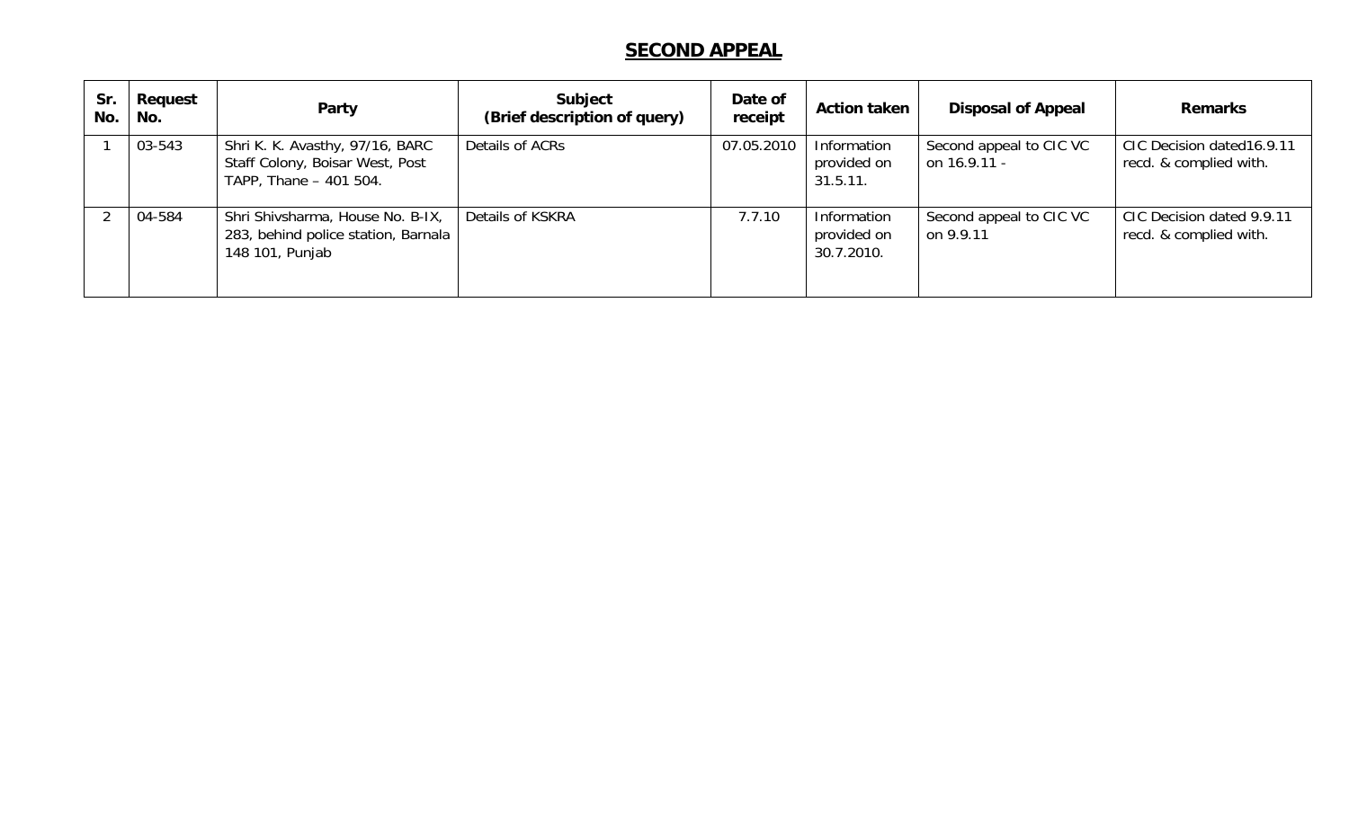## SECOND APPEAL

| Sr. No. | Request No. | Party | Subject (Brief description of query) | Date of receipt | Action taken | Disposal of Appeal | Remarks |
|---|---|---|---|---|---|---|---|
| 1 | 03-543 | Shri K. K. Avasthy, 97/16, BARC Staff Colony, Boisar West, Post TAPP, Thane – 401 504. | Details of ACRs | 07.05.2010 | Information provided on 31.5.11. | Second appeal to CIC VC on 16.9.11 - | CIC Decision dated16.9.11 recd. & complied with. |
| 2 | 04-584 | Shri Shivsharma, House No. B-IX, 283, behind police station, Barnala 148 101, Punjab | Details of KSKRA | 7.7.10 | Information provided on 30.7.2010. | Second appeal to CIC VC on 9.9.11 | CIC Decision dated 9.9.11 recd. & complied with. |